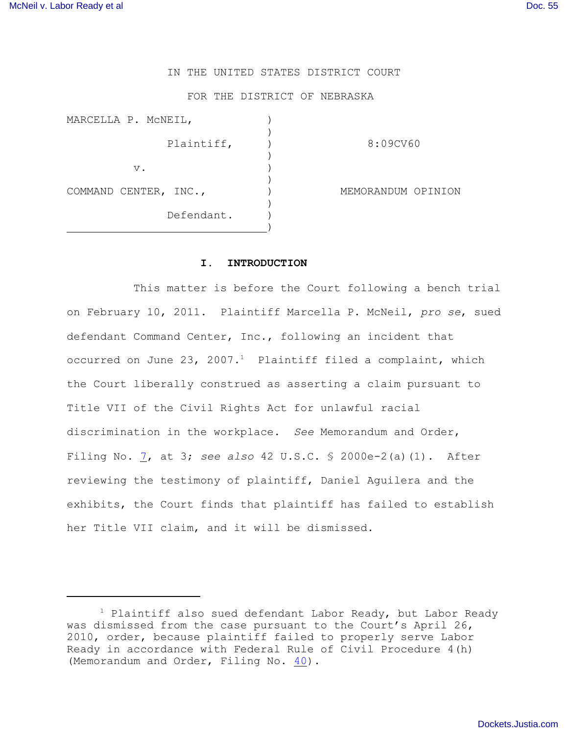IN THE UNITED STATES DISTRICT COURT

FOR THE DISTRICT OF NEBRASKA

| | | |
|---|---|---|
| MARCELLA P. McNEIL, Plaintiff, | ) | 8:09CV60 |
| v. | ) | |
| COMMAND CENTER, INC., Defendant. | ) | MEMORANDUM OPINION |

## I. INTRODUCTION

This matter is before the Court following a bench trial on February 10, 2011. Plaintiff Marcella P. McNeil, *pro se*, sued defendant Command Center, Inc., following an incident that occurred on June 23, 2007.[1] Plaintiff filed a complaint, which the Court liberally construed as asserting a claim pursuant to Title VII of the Civil Rights Act for unlawful racial discrimination in the workplace. *See* Memorandum and Order, Filing No. 7, at 3; *see also* 42 U.S.C. § 2000e-2(a)(1). After reviewing the testimony of plaintiff, Daniel Aguilera and the exhibits, the Court finds that plaintiff has failed to establish her Title VII claim, and it will be dismissed.

---

[1] Plaintiff also sued defendant Labor Ready, but Labor Ready was dismissed from the case pursuant to the Court's April 26, 2010, order, because plaintiff failed to properly serve Labor Ready in accordance with Federal Rule of Civil Procedure 4(h) (Memorandum and Order, Filing No. 40).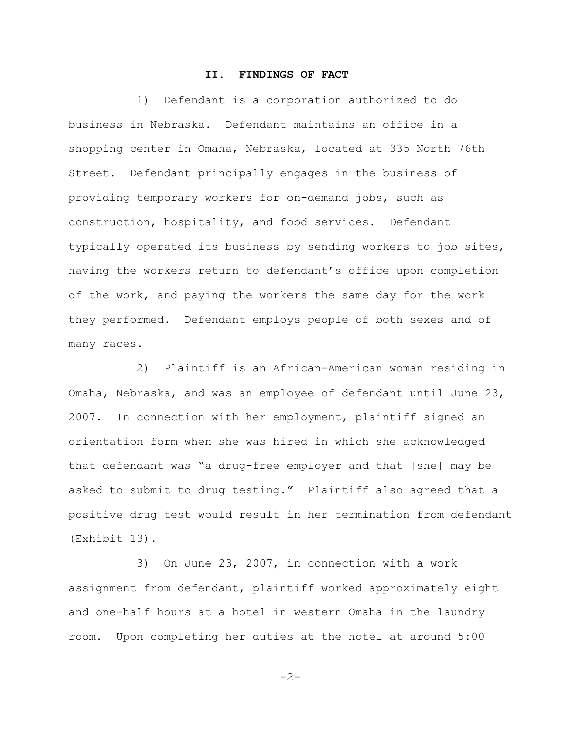## II. FINDINGS OF FACT

1) Defendant is a corporation authorized to do business in Nebraska. Defendant maintains an office in a shopping center in Omaha, Nebraska, located at 335 North 76th Street. Defendant principally engages in the business of providing temporary workers for on-demand jobs, such as construction, hospitality, and food services. Defendant typically operated its business by sending workers to job sites, having the workers return to defendant's office upon completion of the work, and paying the workers the same day for the work they performed. Defendant employs people of both sexes and of many races.

2) Plaintiff is an African-American woman residing in Omaha, Nebraska, and was an employee of defendant until June 23, 2007. In connection with her employment, plaintiff signed an orientation form when she was hired in which she acknowledged that defendant was "a drug-free employer and that [she] may be asked to submit to drug testing." Plaintiff also agreed that a positive drug test would result in her termination from defendant (Exhibit 13).

3) On June 23, 2007, in connection with a work assignment from defendant, plaintiff worked approximately eight and one-half hours at a hotel in western Omaha in the laundry room. Upon completing her duties at the hotel at around 5:00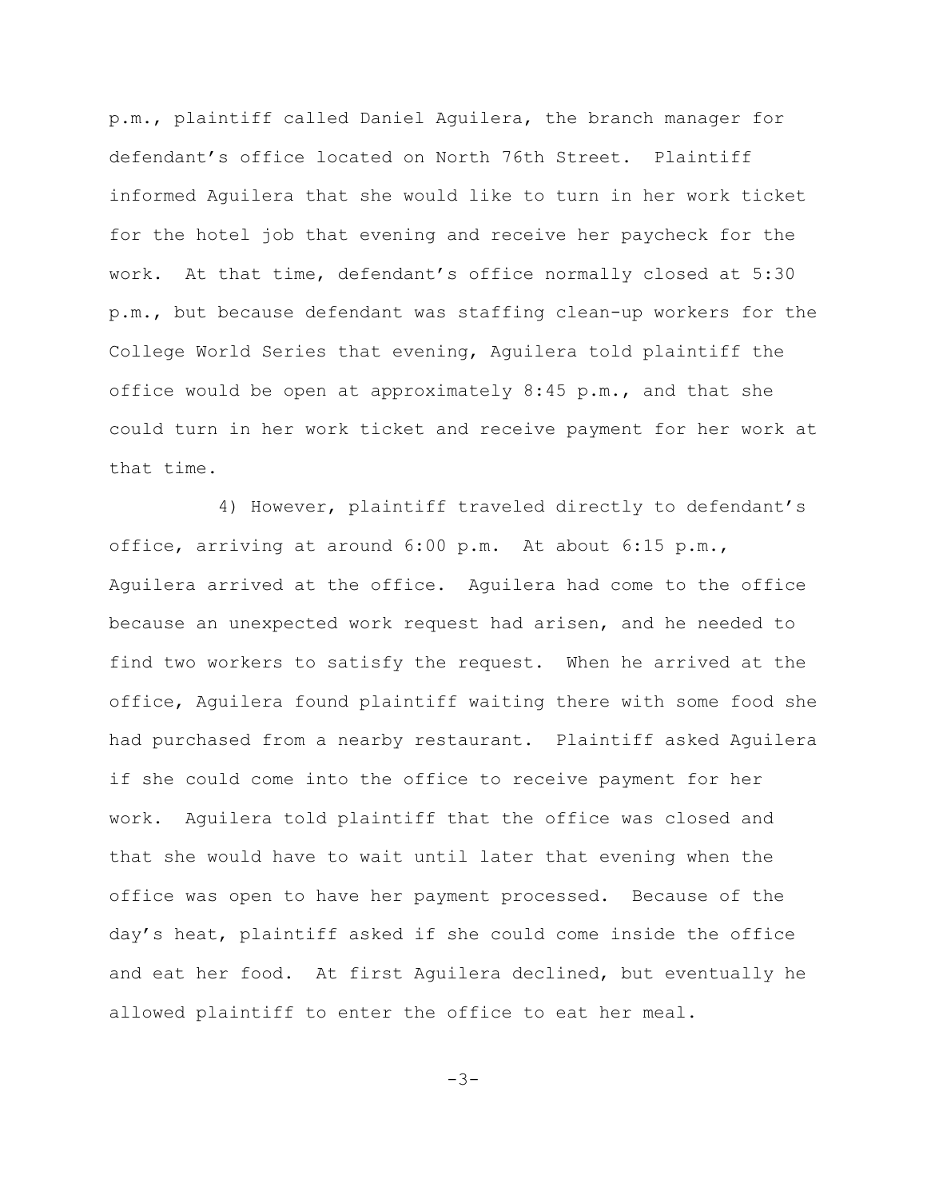p.m., plaintiff called Daniel Aguilera, the branch manager for defendant's office located on North 76th Street. Plaintiff informed Aguilera that she would like to turn in her work ticket for the hotel job that evening and receive her paycheck for the work. At that time, defendant's office normally closed at 5:30 p.m., but because defendant was staffing clean-up workers for the College World Series that evening, Aguilera told plaintiff the office would be open at approximately 8:45 p.m., and that she could turn in her work ticket and receive payment for her work at that time.

4) However, plaintiff traveled directly to defendant's office, arriving at around 6:00 p.m. At about 6:15 p.m., Aguilera arrived at the office. Aguilera had come to the office because an unexpected work request had arisen, and he needed to find two workers to satisfy the request. When he arrived at the office, Aguilera found plaintiff waiting there with some food she had purchased from a nearby restaurant. Plaintiff asked Aguilera if she could come into the office to receive payment for her work. Aguilera told plaintiff that the office was closed and that she would have to wait until later that evening when the office was open to have her payment processed. Because of the day's heat, plaintiff asked if she could come inside the office and eat her food. At first Aguilera declined, but eventually he allowed plaintiff to enter the office to eat her meal.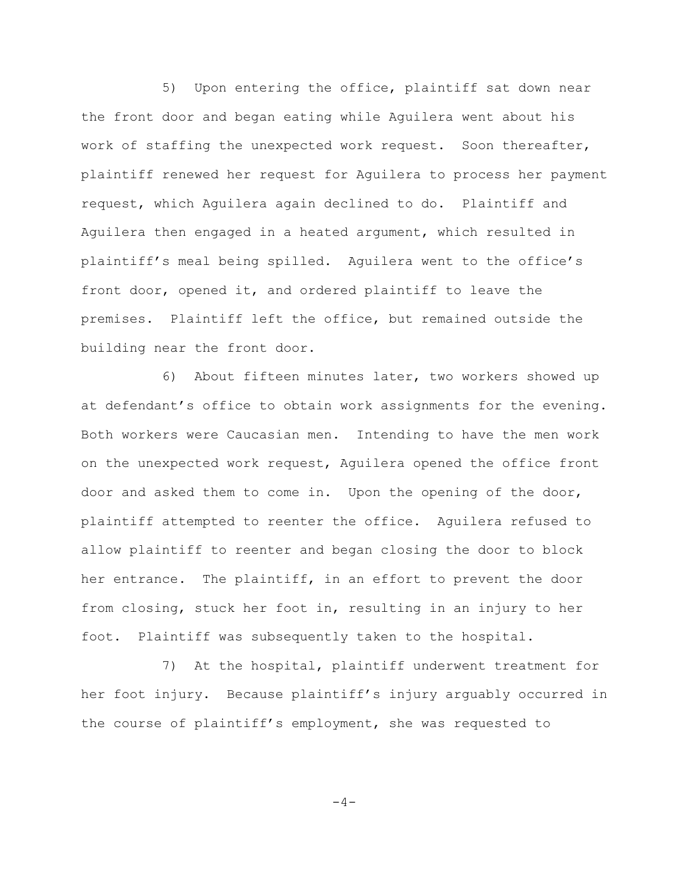5) Upon entering the office, plaintiff sat down near the front door and began eating while Aguilera went about his work of staffing the unexpected work request. Soon thereafter, plaintiff renewed her request for Aguilera to process her payment request, which Aguilera again declined to do. Plaintiff and Aguilera then engaged in a heated argument, which resulted in plaintiff's meal being spilled. Aguilera went to the office's front door, opened it, and ordered plaintiff to leave the premises. Plaintiff left the office, but remained outside the building near the front door.

6) About fifteen minutes later, two workers showed up at defendant's office to obtain work assignments for the evening. Both workers were Caucasian men. Intending to have the men work on the unexpected work request, Aguilera opened the office front door and asked them to come in. Upon the opening of the door, plaintiff attempted to reenter the office. Aguilera refused to allow plaintiff to reenter and began closing the door to block her entrance. The plaintiff, in an effort to prevent the door from closing, stuck her foot in, resulting in an injury to her foot. Plaintiff was subsequently taken to the hospital.

7) At the hospital, plaintiff underwent treatment for her foot injury. Because plaintiff's injury arguably occurred in the course of plaintiff's employment, she was requested to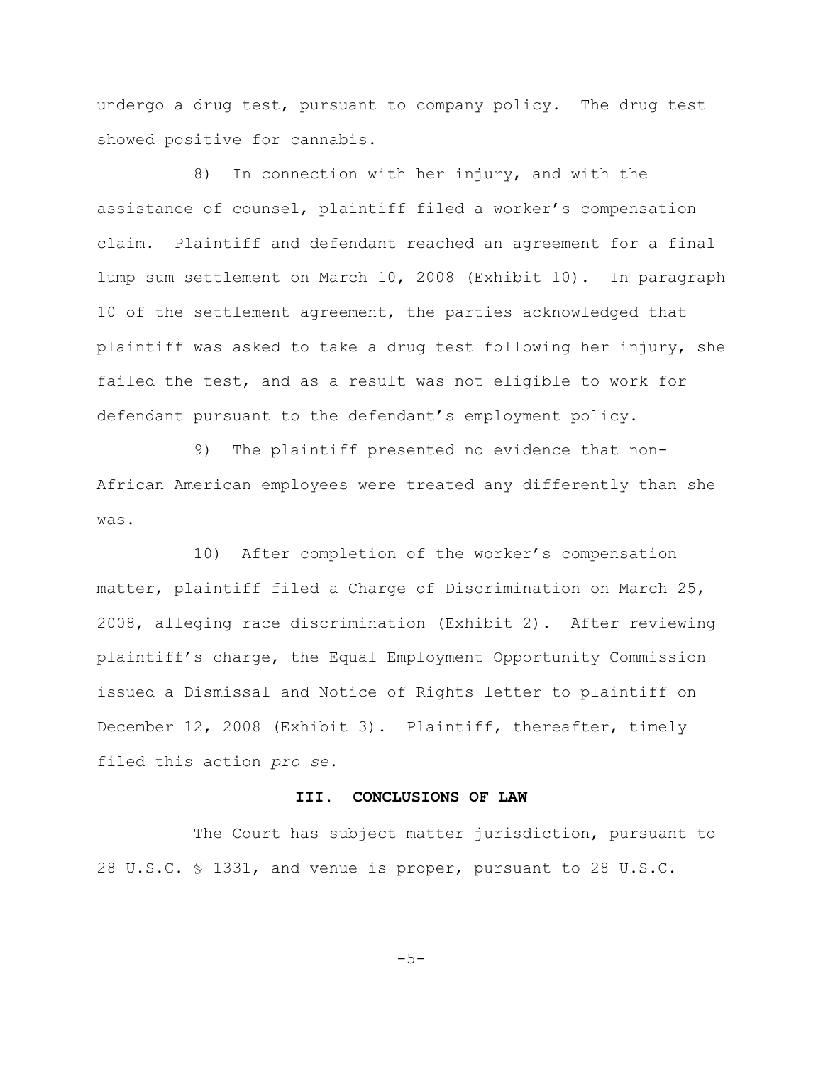undergo a drug test, pursuant to company policy. The drug test showed positive for cannabis.

8) In connection with her injury, and with the assistance of counsel, plaintiff filed a worker's compensation claim. Plaintiff and defendant reached an agreement for a final lump sum settlement on March 10, 2008 (Exhibit 10). In paragraph 10 of the settlement agreement, the parties acknowledged that plaintiff was asked to take a drug test following her injury, she failed the test, and as a result was not eligible to work for defendant pursuant to the defendant's employment policy.

9) The plaintiff presented no evidence that non-African American employees were treated any differently than she was.

10) After completion of the worker's compensation matter, plaintiff filed a Charge of Discrimination on March 25, 2008, alleging race discrimination (Exhibit 2). After reviewing plaintiff's charge, the Equal Employment Opportunity Commission issued a Dismissal and Notice of Rights letter to plaintiff on December 12, 2008 (Exhibit 3). Plaintiff, thereafter, timely filed this action *pro se*.

## III. CONCLUSIONS OF LAW

The Court has subject matter jurisdiction, pursuant to 28 U.S.C. § 1331, and venue is proper, pursuant to 28 U.S.C.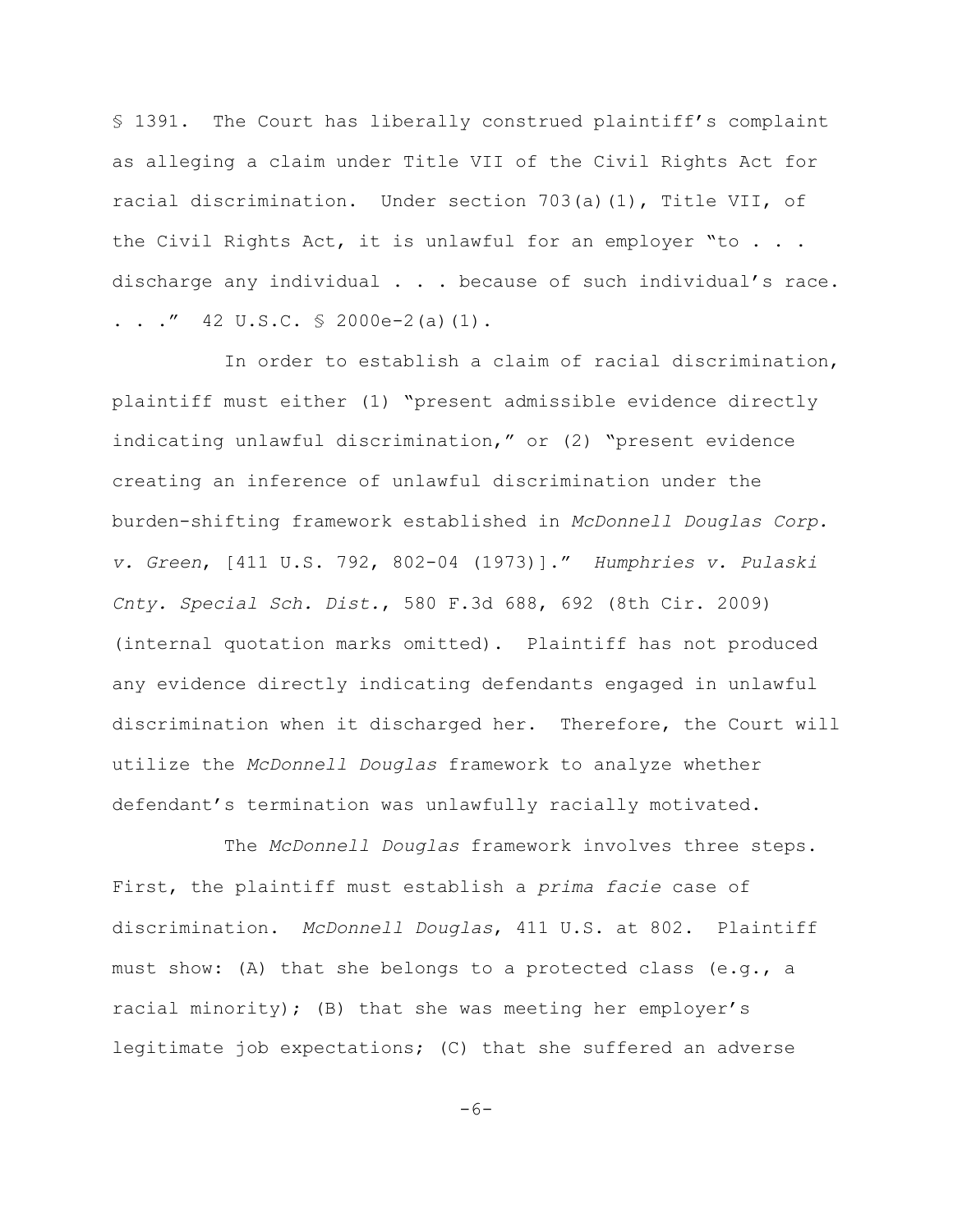§ 1391. The Court has liberally construed plaintiff's complaint as alleging a claim under Title VII of the Civil Rights Act for racial discrimination. Under section 703(a)(1), Title VII, of the Civil Rights Act, it is unlawful for an employer "to . . . discharge any individual . . . because of such individual's race. . . ." 42 U.S.C. § 2000e-2(a)(1).

In order to establish a claim of racial discrimination, plaintiff must either (1) "present admissible evidence directly indicating unlawful discrimination," or (2) "present evidence creating an inference of unlawful discrimination under the burden-shifting framework established in *McDonnell Douglas Corp. v. Green*, [411 U.S. 792, 802-04 (1973)]." *Humphries v. Pulaski Cnty. Special Sch. Dist.*, 580 F.3d 688, 692 (8th Cir. 2009) (internal quotation marks omitted). Plaintiff has not produced any evidence directly indicating defendants engaged in unlawful discrimination when it discharged her. Therefore, the Court will utilize the *McDonnell Douglas* framework to analyze whether defendant's termination was unlawfully racially motivated.

The *McDonnell Douglas* framework involves three steps. First, the plaintiff must establish a *prima facie* case of discrimination. *McDonnell Douglas*, 411 U.S. at 802. Plaintiff must show: (A) that she belongs to a protected class (e.g., a racial minority); (B) that she was meeting her employer's legitimate job expectations; (C) that she suffered an adverse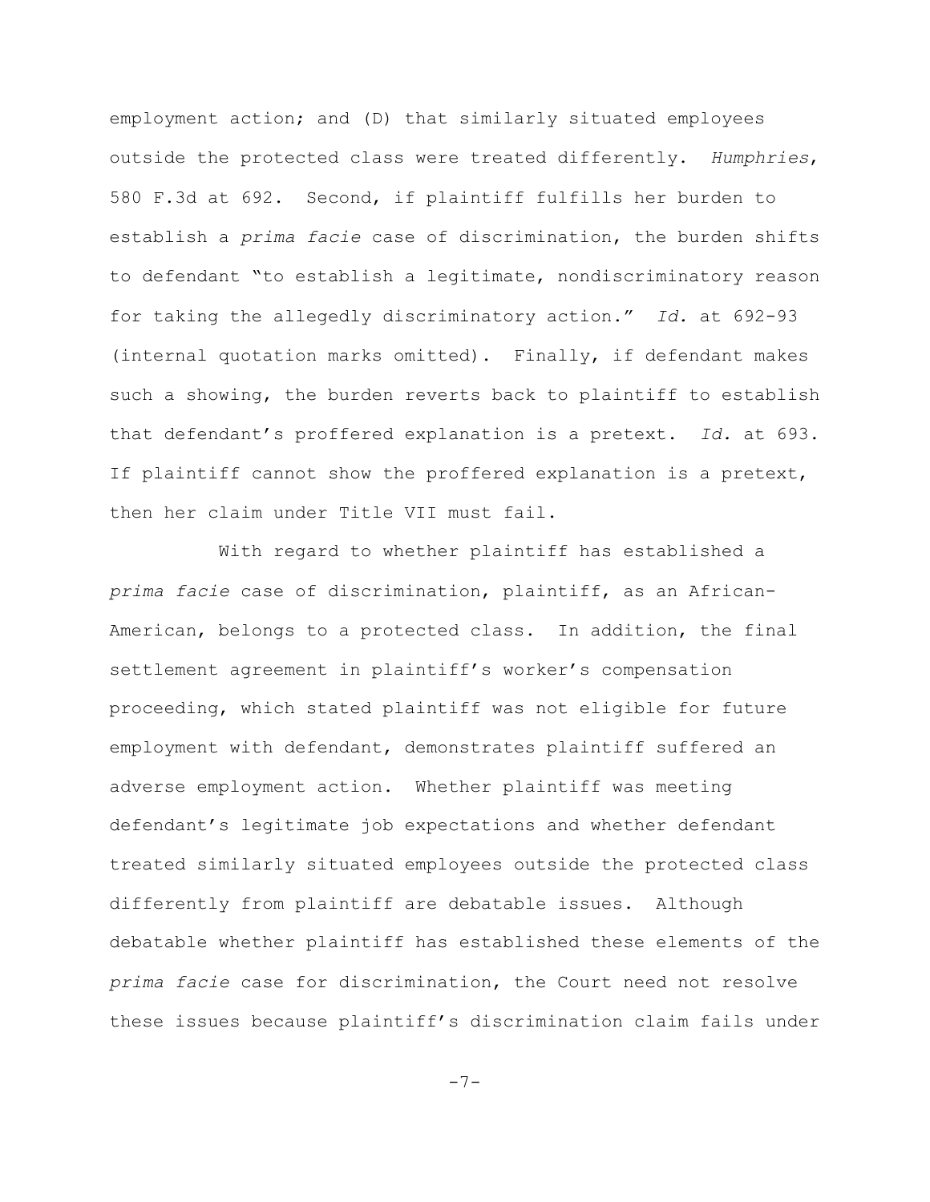employment action; and (D) that similarly situated employees outside the protected class were treated differently. *Humphries*, 580 F.3d at 692. Second, if plaintiff fulfills her burden to establish a *prima facie* case of discrimination, the burden shifts to defendant "to establish a legitimate, nondiscriminatory reason for taking the allegedly discriminatory action." *Id.* at 692-93 (internal quotation marks omitted). Finally, if defendant makes such a showing, the burden reverts back to plaintiff to establish that defendant's proffered explanation is a pretext. *Id.* at 693. If plaintiff cannot show the proffered explanation is a pretext, then her claim under Title VII must fail.

With regard to whether plaintiff has established a *prima facie* case of discrimination, plaintiff, as an African-American, belongs to a protected class. In addition, the final settlement agreement in plaintiff's worker's compensation proceeding, which stated plaintiff was not eligible for future employment with defendant, demonstrates plaintiff suffered an adverse employment action. Whether plaintiff was meeting defendant's legitimate job expectations and whether defendant treated similarly situated employees outside the protected class differently from plaintiff are debatable issues. Although debatable whether plaintiff has established these elements of the *prima facie* case for discrimination, the Court need not resolve these issues because plaintiff's discrimination claim fails under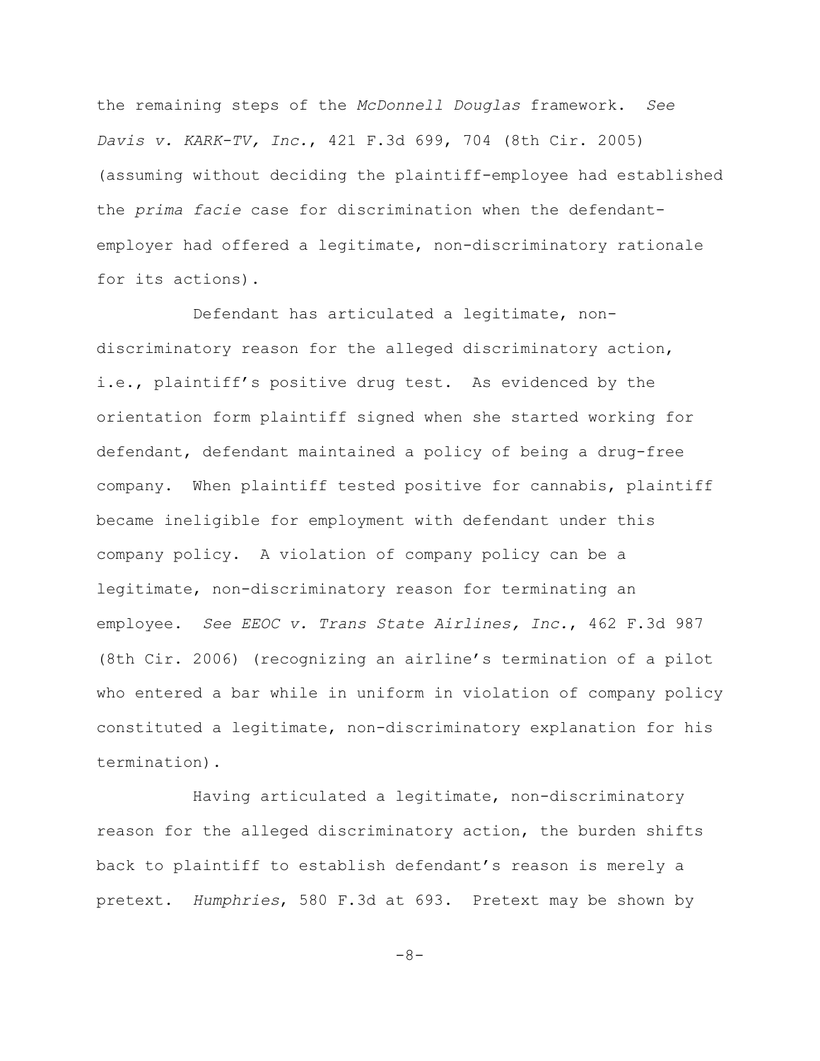the remaining steps of the *McDonnell Douglas* framework. *See Davis v. KARK-TV, Inc.*, 421 F.3d 699, 704 (8th Cir. 2005) (assuming without deciding the plaintiff-employee had established the *prima facie* case for discrimination when the defendant-employer had offered a legitimate, non-discriminatory rationale for its actions).

Defendant has articulated a legitimate, non-discriminatory reason for the alleged discriminatory action, i.e., plaintiff's positive drug test. As evidenced by the orientation form plaintiff signed when she started working for defendant, defendant maintained a policy of being a drug-free company. When plaintiff tested positive for cannabis, plaintiff became ineligible for employment with defendant under this company policy. A violation of company policy can be a legitimate, non-discriminatory reason for terminating an employee. *See EEOC v. Trans State Airlines, Inc.*, 462 F.3d 987 (8th Cir. 2006) (recognizing an airline's termination of a pilot who entered a bar while in uniform in violation of company policy constituted a legitimate, non-discriminatory explanation for his termination).

Having articulated a legitimate, non-discriminatory reason for the alleged discriminatory action, the burden shifts back to plaintiff to establish defendant's reason is merely a pretext. *Humphries*, 580 F.3d at 693. Pretext may be shown by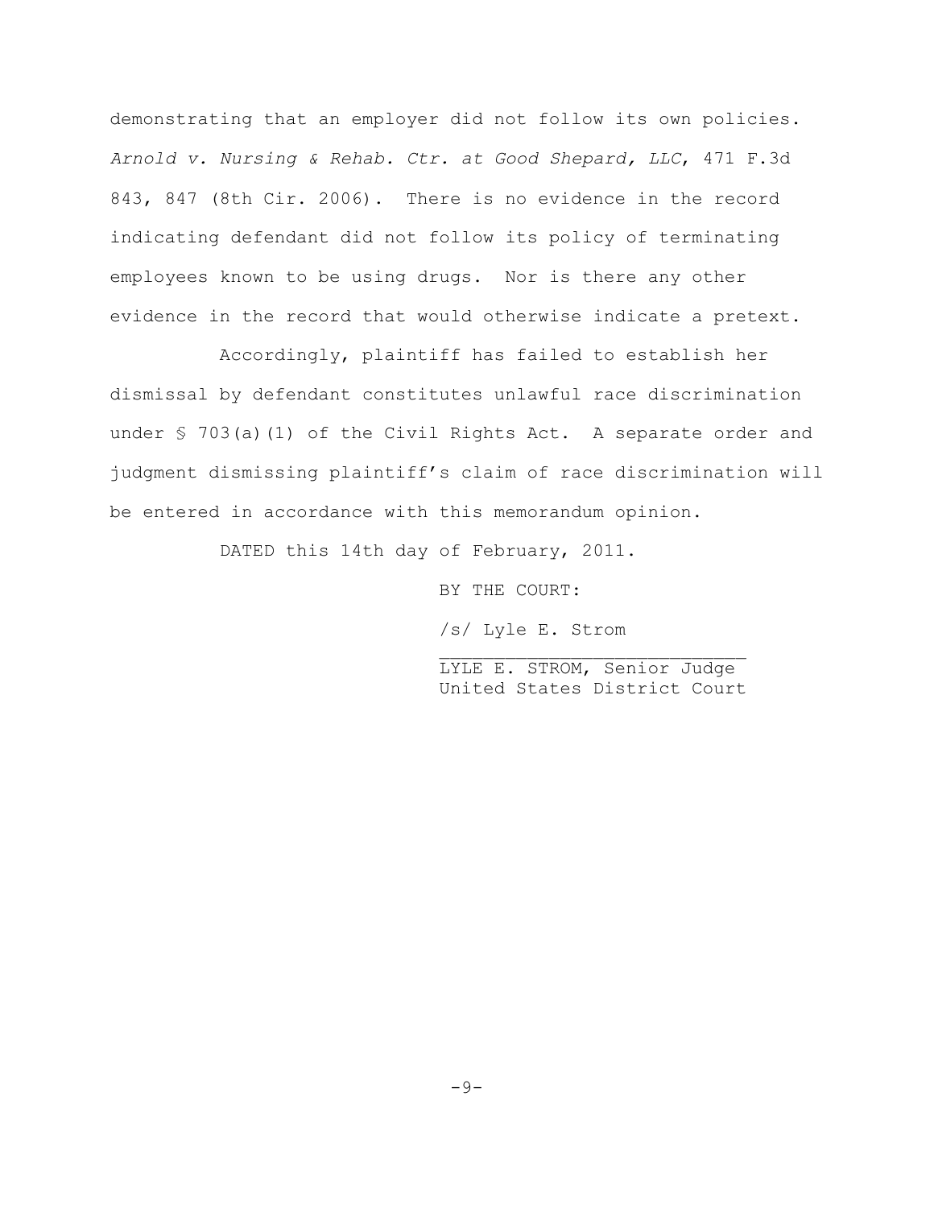demonstrating that an employer did not follow its own policies. *Arnold v. Nursing & Rehab. Ctr. at Good Shepard, LLC*, 471 F.3d 843, 847 (8th Cir. 2006). There is no evidence in the record indicating defendant did not follow its policy of terminating employees known to be using drugs. Nor is there any other evidence in the record that would otherwise indicate a pretext.

Accordingly, plaintiff has failed to establish her dismissal by defendant constitutes unlawful race discrimination under § 703(a)(1) of the Civil Rights Act. A separate order and judgment dismissing plaintiff's claim of race discrimination will be entered in accordance with this memorandum opinion.

DATED this 14th day of February, 2011.

BY THE COURT:

/s/ Lyle E. Strom

LYLE E. STROM, Senior Judge
United States District Court